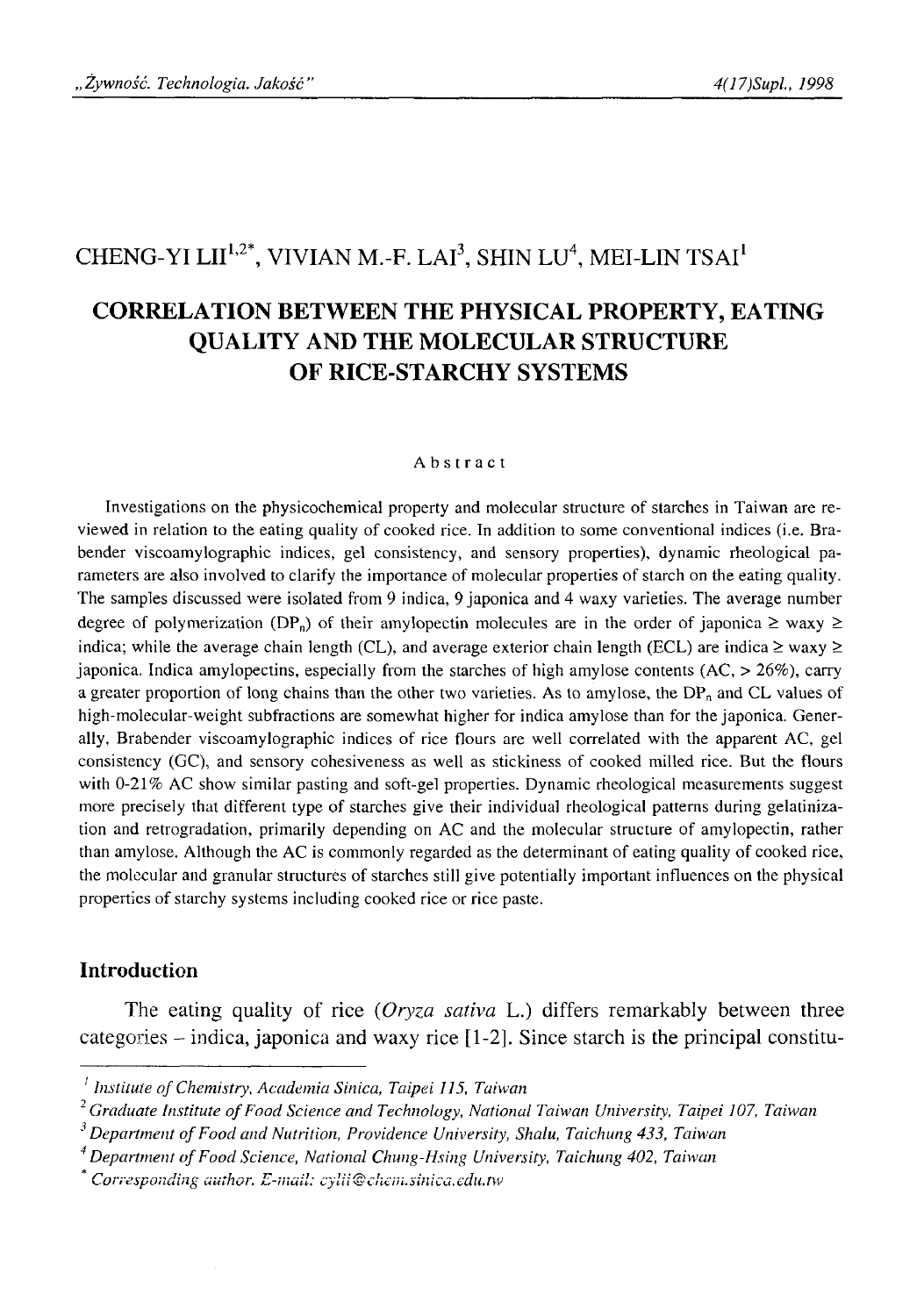CHENG-YI LII[1,2*], VIVIAN M.-F. LAI[3], SHIN LU[4], MEI-LIN TSAI[1]

# CORRELATION BETWEEN THE PHYSICAL PROPERTY, EATING QUALITY AND THE MOLECULAR STRUCTURE OF RICE-STARCHY SYSTEMS

Abstract

Investigations on the physicochemical property and molecular structure of starches in Taiwan are reviewed in relation to the eating quality of cooked rice. In addition to some conventional indices (i.e. Brabender viscoamylographic indices, gel consistency, and sensory properties), dynamic rheological parameters are also involved to clarify the importance of molecular properties of starch on the eating quality. The samples discussed were isolated from 9 indica, 9 japonica and 4 waxy varieties. The average number degree of polymerization ($DP_n$) of their amylopectin molecules are in the order of japonica ≥ waxy ≥ indica; while the average chain length (CL), and average exterior chain length (ECL) are indica ≥ waxy ≥ japonica. Indica amylopectins, especially from the starches of high amylose contents (AC, > 26%), carry a greater proportion of long chains than the other two varieties. As to amylose, the $DP_n$ and CL values of high-molecular-weight subfractions are somewhat higher for indica amylose than for the japonica. Generally, Brabender viscoamylographic indices of rice flours are well correlated with the apparent AC, gel consistency (GC), and sensory cohesiveness as well as stickiness of cooked milled rice. But the flours with 0-21% AC show similar pasting and soft-gel properties. Dynamic rheological measurements suggest more precisely that different type of starches give their individual rheological patterns during gelatinization and retrogradation, primarily depending on AC and the molecular structure of amylopectin, rather than amylose. Although the AC is commonly regarded as the determinant of eating quality of cooked rice, the molecular and granular structures of starches still give potentially important influences on the physical properties of starchy systems including cooked rice or rice paste.

## Introduction

The eating quality of rice (*Oryza sativa* L.) differs remarkably between three categories – indica, japonica and waxy rice [1-2]. Since starch is the principal constitu-

---

[1] *Institute of Chemistry, Academia Sinica, Taipei 115, Taiwan*
[2] *Graduate Institute of Food Science and Technology, National Taiwan University, Taipei 107, Taiwan*
[3] *Department of Food and Nutrition, Providence University, Shalu, Taichung 433, Taiwan*
[4] *Department of Food Science, National Chung-Hsing University, Taichung 402, Taiwan*
[*] *Corresponding author. E-mail: cylii@chem.sinica.edu.tw*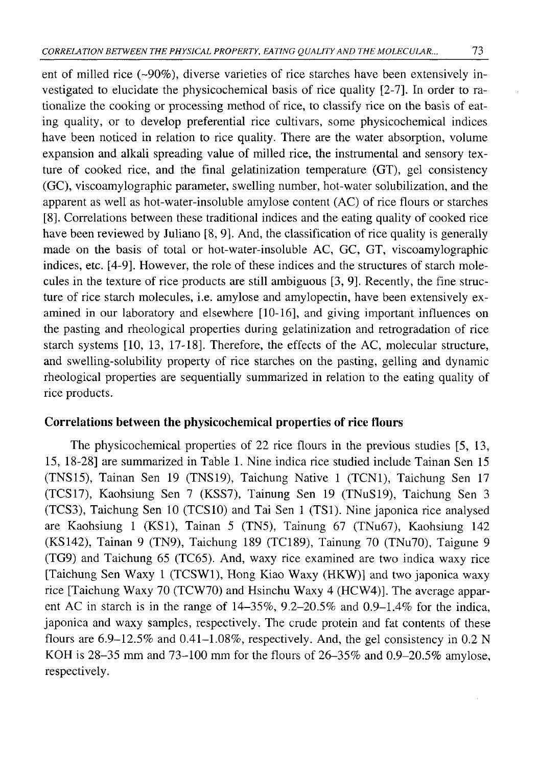ent of milled rice (~90%), diverse varieties of rice starches have been extensively investigated to elucidate the physicochemical basis of rice quality [2-7]. In order to rationalize the cooking or processing method of rice, to classify rice on the basis of eating quality, or to develop preferential rice cultivars, some physicochemical indices have been noticed in relation to rice quality. There are the water absorption, volume expansion and alkali spreading value of milled rice, the instrumental and sensory texture of cooked rice, and the final gelatinization temperature (GT), gel consistency (GC), viscoamylographic parameter, swelling number, hot-water solubilization, and the apparent as well as hot-water-insoluble amylose content (AC) of rice flours or starches [8]. Correlations between these traditional indices and the eating quality of cooked rice have been reviewed by Juliano [8, 9]. And, the classification of rice quality is generally made on the basis of total or hot-water-insoluble AC, GC, GT, viscoamylographic indices, etc. [4-9]. However, the role of these indices and the structures of starch molecules in the texture of rice products are still ambiguous [3, 9]. Recently, the fine structure of rice starch molecules, i.e. amylose and amylopectin, have been extensively examined in our laboratory and elsewhere [10-16], and giving important influences on the pasting and rheological properties during gelatinization and retrogradation of rice starch systems [10, 13, 17-18]. Therefore, the effects of the AC, molecular structure, and swelling-solubility property of rice starches on the pasting, gelling and dynamic rheological properties are sequentially summarized in relation to the eating quality of rice products.

## Correlations between the physicochemical properties of rice flours

The physicochemical properties of 22 rice flours in the previous studies [5, 13, 15, 18-28] are summarized in Table 1. Nine indica rice studied include Tainan Sen 15 (TNS15), Tainan Sen 19 (TNS19), Taichung Native 1 (TCN1), Taichung Sen 17 (TCS17), Kaohsiung Sen 7 (KSS7), Tainung Sen 19 (TNuS19), Taichung Sen 3 (TCS3), Taichung Sen 10 (TCS10) and Tai Sen 1 (TS1). Nine japonica rice analysed are Kaohsiung 1 (KS1), Tainan 5 (TN5), Tainung 67 (TNu67), Kaohsiung 142 (KS142), Tainan 9 (TN9), Taichung 189 (TC189), Tainung 70 (TNu70), Taigune 9 (TG9) and Taichung 65 (TC65). And, waxy rice examined are two indica waxy rice [Taichung Sen Waxy 1 (TCSW1), Hong Kiao Waxy (HKW)] and two japonica waxy rice [Taichung Waxy 70 (TCW70) and Hsinchu Waxy 4 (HCW4)]. The average apparent AC in starch is in the range of 14–35%, 9.2–20.5% and 0.9–1.4% for the indica, japonica and waxy samples, respectively. The crude protein and fat contents of these flours are 6.9–12.5% and 0.41–1.08%, respectively. And, the gel consistency in 0.2 N KOH is 28–35 mm and 73–100 mm for the flours of 26–35% and 0.9–20.5% amylose, respectively.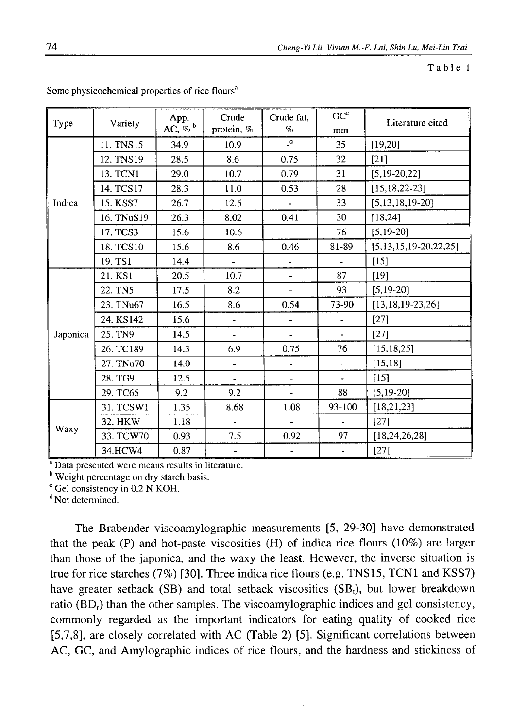Table 1

Some physicochemical properties of rice flours[a]

| Type | Variety | App. AC, % [b] | Crude protein, % | Crude fat, % | GC[c] mm | Literature cited |
|---|---|---|---|---|---|---|
| Indica | 11. TNS15 | 34.9 | 10.9 | -[d] | 35 | [19,20] |
| | 12. TNS19 | 28.5 | 8.6 | 0.75 | 32 | [21] |
| | 13. TCN1 | 29.0 | 10.7 | 0.79 | 31 | [5,19-20,22] |
| | 14. TCS17 | 28.3 | 11.0 | 0.53 | 28 | [15,18,22-23] |
| | 15. KSS7 | 26.7 | 12.5 | - | 33 | [5,13,18,19-20] |
| | 16. TNuS19 | 26.3 | 8.02 | 0.41 | 30 | [18,24] |
| | 17. TCS3 | 15.6 | 10.6 | | 76 | [5,19-20] |
| | 18. TCS10 | 15.6 | 8.6 | 0.46 | 81-89 | [5,13,15,19-20,22,25] |
| | 19. TS1 | 14.4 | - | - | - | [15] |
| Japonica | 21. KS1 | 20.5 | 10.7 | - | 87 | [19] |
| | 22. TN5 | 17.5 | 8.2 | - | 93 | [5,19-20] |
| | 23. TNu67 | 16.5 | 8.6 | 0.54 | 73-90 | [13,18,19-23,26] |
| | 24. KS142 | 15.6 | - | - | - | [27] |
| | 25. TN9 | 14.5 | - | - | - | [27] |
| | 26. TC189 | 14.3 | 6.9 | 0.75 | 76 | [15,18,25] |
| | 27. TNu70 | 14.0 | - | - | - | [15,18] |
| | 28. TG9 | 12.5 | - | - | - | [15] |
| | 29. TC65 | 9.2 | 9.2 | - | 88 | [5,19-20] |
| Waxy | 31. TCSW1 | 1.35 | 8.68 | 1.08 | 93-100 | [18,21,23] |
| | 32. HKW | 1.18 | - | - | - | [27] |
| | 33. TCW70 | 0.93 | 7.5 | 0.92 | 97 | [18,24,26,28] |
| | 34.HCW4 | 0.87 | - | - | - | [27] |

[a] Data presented were means results in literature.
[b] Weight percentage on dry starch basis.
[c] Gel consistency in 0.2 N KOH.
[d] Not determined.

The Brabender viscoamylographic measurements [5, 29-30] have demonstrated that the peak (P) and hot-paste viscosities (H) of indica rice flours (10%) are larger than those of the japonica, and the waxy the least. However, the inverse situation is true for rice starches (7%) [30]. Three indica rice flours (e.g. TNS15, TCN1 and KSS7) have greater setback (SB) and total setback viscosities ($SB_t$), but lower breakdown ratio ($BD_r$) than the other samples. The viscoamylographic indices and gel consistency, commonly regarded as the important indicators for eating quality of cooked rice [5,7,8], are closely correlated with AC (Table 2) [5]. Significant correlations between AC, GC, and Amylographic indices of rice flours, and the hardness and stickiness of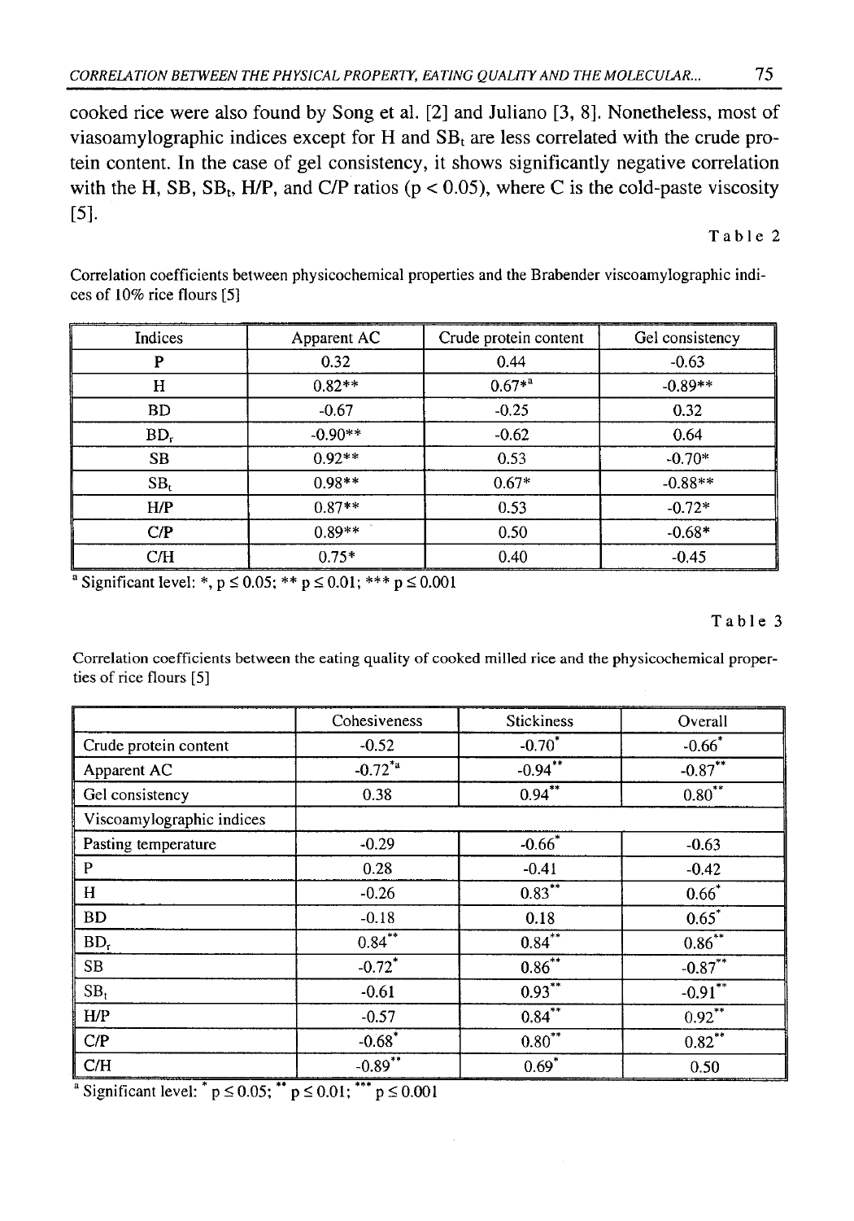cooked rice were also found by Song et al. [2] and Juliano [3, 8]. Nonetheless, most of viasoamylographic indices except for H and $SB_t$ are less correlated with the crude protein content. In the case of gel consistency, it shows significantly negative correlation with the H, SB, $SB_t$, H/P, and C/P ratios ($p < 0.05$), where C is the cold-paste viscosity [5].

Table 2

Correlation coefficients between physicochemical properties and the Brabender viscoamylographic indices of 10% rice flours [5]

| Indices | Apparent AC | Crude protein content | Gel consistency |
|---|---|---|---|
| P | 0.32 | 0.44 | -0.63 |
| H | 0.82** | 0.67*[a] | -0.89** |
| BD | -0.67 | -0.25 | 0.32 |
| $BD_r$ | -0.90** | -0.62 | 0.64 |
| SB | 0.92** | 0.53 | -0.70* |
| $SB_t$ | 0.98** | 0.67* | -0.88** |
| H/P | 0.87** | 0.53 | -0.72* |
| C/P | 0.89** | 0.50 | -0.68* |
| C/H | 0.75* | 0.40 | -0.45 |

[a] Significant level: *, $p \leq 0.05$; ** $p \leq 0.01$; *** $p \leq 0.001$

Table 3

Correlation coefficients between the eating quality of cooked milled rice and the physicochemical properties of rice flours [5]

| | Cohesiveness | Stickiness | Overall |
|---|---|---|---|
| Crude protein content | -0.52 | -0.70* | -0.66* |
| Apparent AC | -0.72*[a] | -0.94** | -0.87** |
| Gel consistency | 0.38 | 0.94** | 0.80** |
| Viscoamylographic indices | | | |
| Pasting temperature | -0.29 | -0.66* | -0.63 |
| P | 0.28 | -0.41 | -0.42 |
| H | -0.26 | 0.83** | 0.66* |
| BD | -0.18 | 0.18 | 0.65* |
| $BD_r$ | 0.84** | 0.84** | 0.86** |
| SB | -0.72* | 0.86** | -0.87** |
| $SB_t$ | -0.61 | 0.93** | -0.91** |
| H/P | -0.57 | 0.84** | 0.92** |
| C/P | -0.68* | 0.80** | 0.82** |
| C/H | -0.89** | 0.69* | 0.50 |

[a] Significant level: * $p \leq 0.05$; ** $p \leq 0.01$; *** $p \leq 0.001$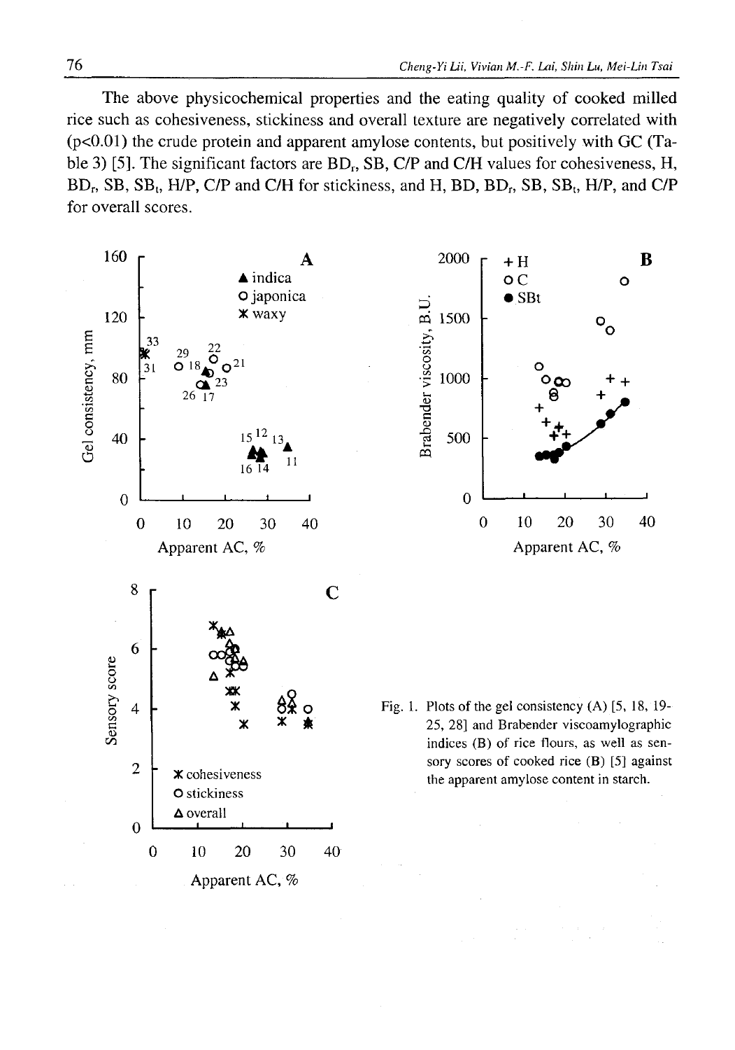The above physicochemical properties and the eating quality of cooked milled rice such as cohesiveness, stickiness and overall texture are negatively correlated with ($p<0.01$) the crude protein and apparent amylose contents, but positively with GC (Table 3) [5]. The significant factors are $BD_r$, SB, C/P and C/H values for cohesiveness, H, $BD_r$, SB, $SB_t$, H/P, C/P and C/H for stickiness, and H, BD, $BD_r$, SB, $SB_t$, H/P, and C/P for overall scores.

Fig. 1. Plots of the gel consistency (A) [5, 18, 19-25, 28] and Brabender viscoamylographic indices (B) of rice flours, as well as sensory scores of cooked rice (B) [5] against the apparent amylose content in starch.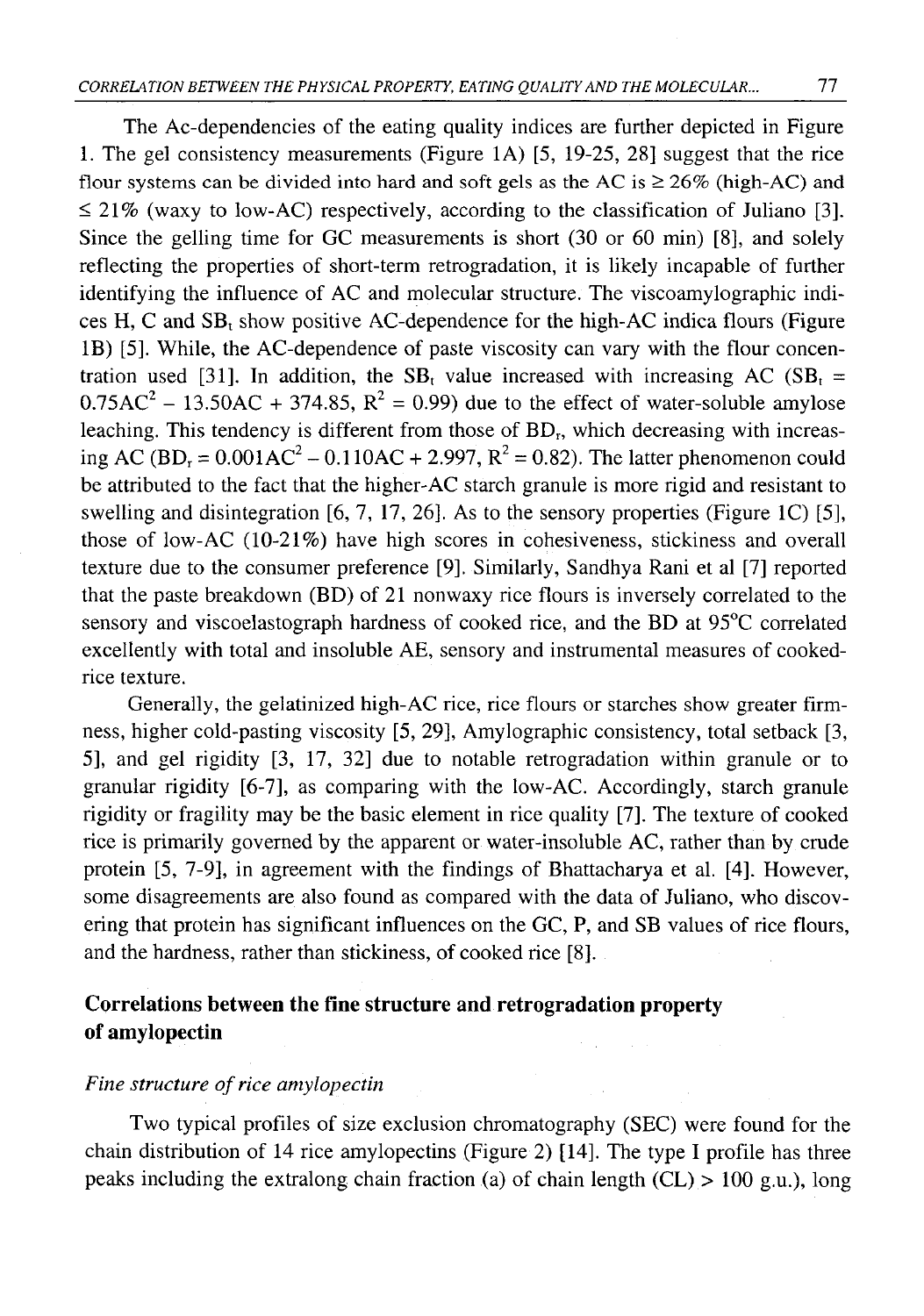The Ac-dependencies of the eating quality indices are further depicted in Figure 1. The gel consistency measurements (Figure 1A) [5, 19-25, 28] suggest that the rice flour systems can be divided into hard and soft gels as the AC is $\geq 26\%$ (high-AC) and $\leq 21\%$ (waxy to low-AC) respectively, according to the classification of Juliano [3]. Since the gelling time for GC measurements is short (30 or 60 min) [8], and solely reflecting the properties of short-term retrogradation, it is likely incapable of further identifying the influence of AC and molecular structure. The viscoamylographic indices H, C and $SB_t$ show positive AC-dependence for the high-AC indica flours (Figure 1B) [5]. While, the AC-dependence of paste viscosity can vary with the flour concentration used [31]. In addition, the $SB_t$ value increased with increasing AC ($SB_t = 0.75AC^2 - 13.50AC + 374.85$, $R^2 = 0.99$) due to the effect of water-soluble amylose leaching. This tendency is different from those of $BD_r$, which decreasing with increasing AC ($BD_r = 0.001AC^2 - 0.110AC + 2.997$, $R^2 = 0.82$). The latter phenomenon could be attributed to the fact that the higher-AC starch granule is more rigid and resistant to swelling and disintegration [6, 7, 17, 26]. As to the sensory properties (Figure 1C) [5], those of low-AC (10-21%) have high scores in cohesiveness, stickiness and overall texture due to the consumer preference [9]. Similarly, Sandhya Rani et al [7] reported that the paste breakdown (BD) of 21 nonwaxy rice flours is inversely correlated to the sensory and viscoelastograph hardness of cooked rice, and the BD at 95°C correlated excellently with total and insoluble AE, sensory and instrumental measures of cooked-rice texture.

Generally, the gelatinized high-AC rice, rice flours or starches show greater firmness, higher cold-pasting viscosity [5, 29], Amylographic consistency, total setback [3, 5], and gel rigidity [3, 17, 32] due to notable retrogradation within granule or to granular rigidity [6-7], as comparing with the low-AC. Accordingly, starch granule rigidity or fragility may be the basic element in rice quality [7]. The texture of cooked rice is primarily governed by the apparent or water-insoluble AC, rather than by crude protein [5, 7-9], in agreement with the findings of Bhattacharya et al. [4]. However, some disagreements are also found as compared with the data of Juliano, who discovering that protein has significant influences on the GC, P, and SB values of rice flours, and the hardness, rather than stickiness, of cooked rice [8].

## Correlations between the fine structure and retrogradation property of amylopectin

### *Fine structure of rice amylopectin*

Two typical profiles of size exclusion chromatography (SEC) were found for the chain distribution of 14 rice amylopectins (Figure 2) [14]. The type I profile has three peaks including the extralong chain fraction (a) of chain length (CL) > 100 g.u.), long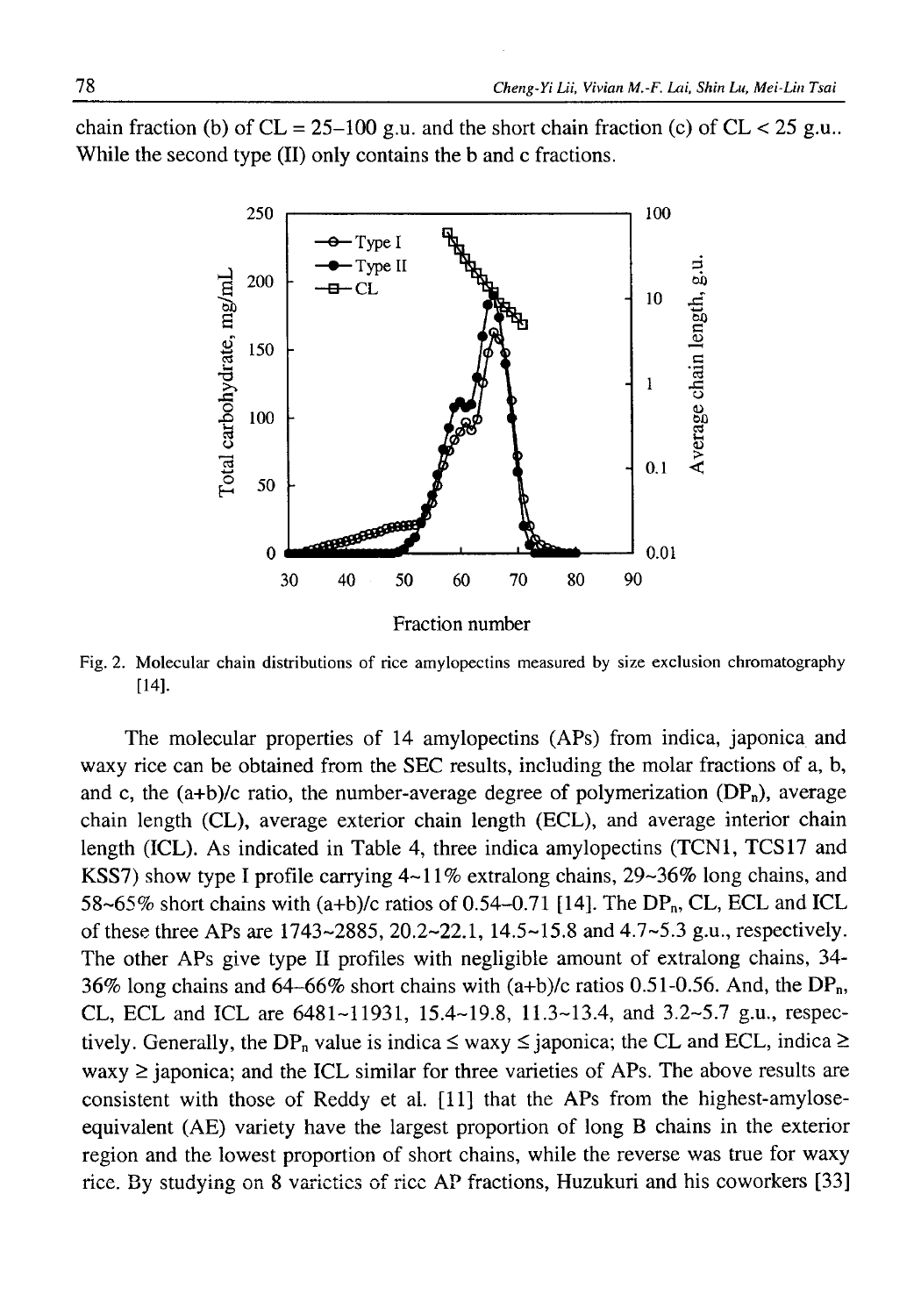chain fraction (b) of CL = 25–100 g.u. and the short chain fraction (c) of CL < 25 g.u.. While the second type (II) only contains the b and c fractions.

Fig. 2. Molecular chain distributions of rice amylopectins measured by size exclusion chromatography [14].

The molecular properties of 14 amylopectins (APs) from indica, japonica and waxy rice can be obtained from the SEC results, including the molar fractions of a, b, and c, the (a+b)/c ratio, the number-average degree of polymerization ($DP_n$), average chain length (CL), average exterior chain length (ECL), and average interior chain length (ICL). As indicated in Table 4, three indica amylopectins (TCN1, TCS17 and KSS7) show type I profile carrying 4~11% extralong chains, 29~36% long chains, and 58~65% short chains with (a+b)/c ratios of 0.54–0.71 [14]. The $DP_n$, CL, ECL and ICL of these three APs are 1743~2885, 20.2~22.1, 14.5~15.8 and 4.7~5.3 g.u., respectively. The other APs give type II profiles with negligible amount of extralong chains, 34-36% long chains and 64–66% short chains with (a+b)/c ratios 0.51-0.56. And, the $DP_n$, CL, ECL and ICL are 6481~11931, 15.4~19.8, 11.3~13.4, and 3.2~5.7 g.u., respectively. Generally, the $DP_n$ value is indica ≤ waxy ≤ japonica; the CL and ECL, indica ≥ waxy ≥ japonica; and the ICL similar for three varieties of APs. The above results are consistent with those of Reddy et al. [11] that the APs from the highest-amylose-equivalent (AE) variety have the largest proportion of long B chains in the exterior region and the lowest proportion of short chains, while the reverse was true for waxy rice. By studying on 8 varictics of ricc AP fractions, Huzukuri and his coworkers [33]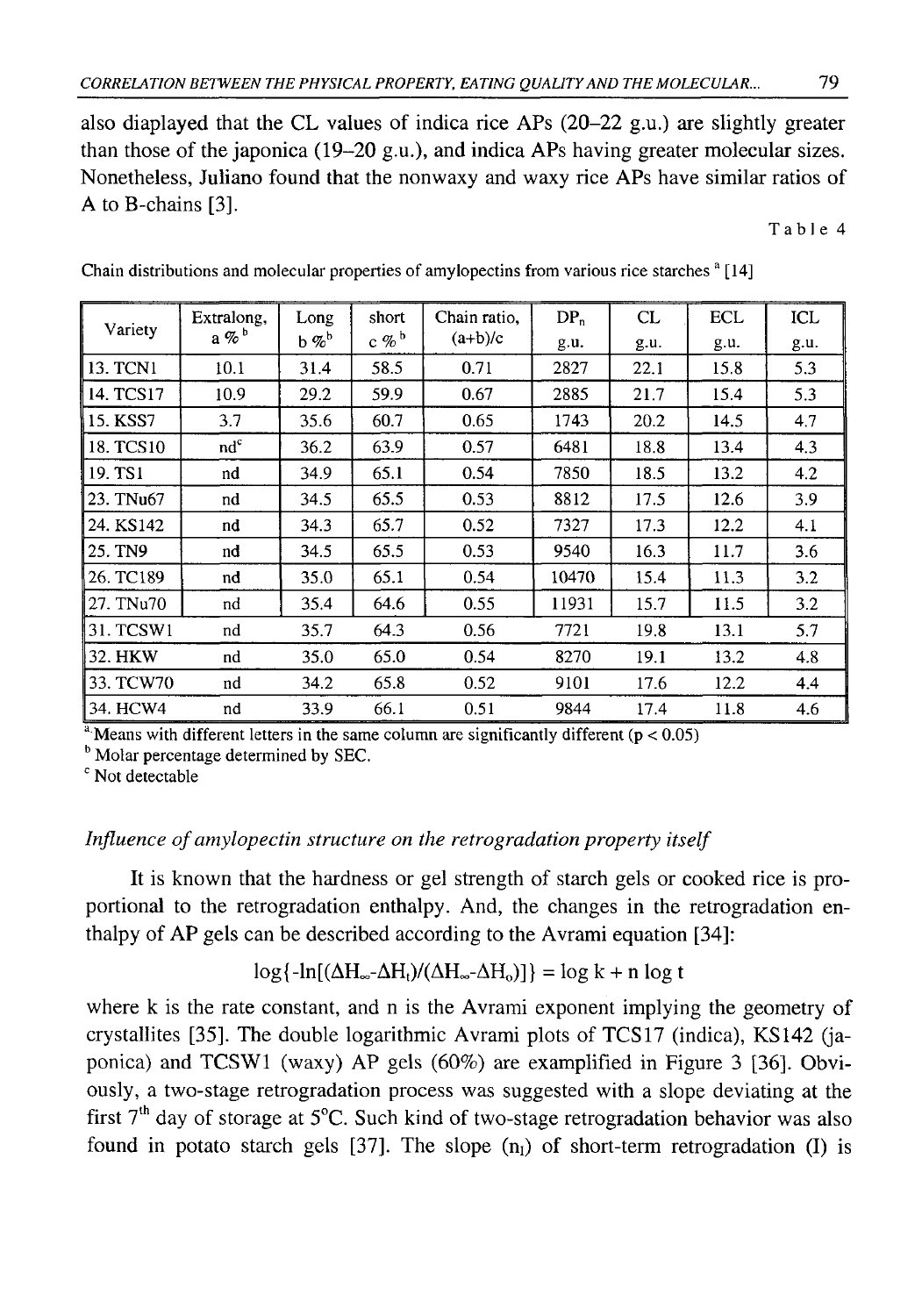also diaplayed that the CL values of indica rice APs (20–22 g.u.) are slightly greater than those of the japonica (19–20 g.u.), and indica APs having greater molecular sizes. Nonetheless, Juliano found that the nonwaxy and waxy rice APs have similar ratios of A to B-chains [3].

Table 4

Chain distributions and molecular properties of amylopectins from various rice starches [a] [14]

| Variety | Extralong, a % [b] | Long b % [b] | short c % [b] | Chain ratio, (a+b)/c | $DP_n$ g.u. | CL g.u. | ECL g.u. | ICL g.u. |
|---|---|---|---|---|---|---|---|---|
| 13. TCN1 | 10.1 | 31.4 | 58.5 | 0.71 | 2827 | 22.1 | 15.8 | 5.3 |
| 14. TCS17 | 10.9 | 29.2 | 59.9 | 0.67 | 2885 | 21.7 | 15.4 | 5.3 |
| 15. KSS7 | 3.7 | 35.6 | 60.7 | 0.65 | 1743 | 20.2 | 14.5 | 4.7 |
| 18. TCS10 | nd[c] | 36.2 | 63.9 | 0.57 | 6481 | 18.8 | 13.4 | 4.3 |
| 19. TS1 | nd | 34.9 | 65.1 | 0.54 | 7850 | 18.5 | 13.2 | 4.2 |
| 23. TNu67 | nd | 34.5 | 65.5 | 0.53 | 8812 | 17.5 | 12.6 | 3.9 |
| 24. KS142 | nd | 34.3 | 65.7 | 0.52 | 7327 | 17.3 | 12.2 | 4.1 |
| 25. TN9 | nd | 34.5 | 65.5 | 0.53 | 9540 | 16.3 | 11.7 | 3.6 |
| 26. TC189 | nd | 35.0 | 65.1 | 0.54 | 10470 | 15.4 | 11.3 | 3.2 |
| 27. TNu70 | nd | 35.4 | 64.6 | 0.55 | 11931 | 15.7 | 11.5 | 3.2 |
| 31. TCSW1 | nd | 35.7 | 64.3 | 0.56 | 7721 | 19.8 | 13.1 | 5.7 |
| 32. HKW | nd | 35.0 | 65.0 | 0.54 | 8270 | 19.1 | 13.2 | 4.8 |
| 33. TCW70 | nd | 34.2 | 65.8 | 0.52 | 9101 | 17.6 | 12.2 | 4.4 |
| 34. HCW4 | nd | 33.9 | 66.1 | 0.51 | 9844 | 17.4 | 11.8 | 4.6 |

[a] Means with different letters in the same column are significantly different ($p < 0.05$)

[b] Molar percentage determined by SEC.

[c] Not detectable

*Influence of amylopectin structure on the retrogradation property itself*

It is known that the hardness or gel strength of starch gels or cooked rice is proportional to the retrogradation enthalpy. And, the changes in the retrogradation enthalpy of AP gels can be described according to the Avrami equation [34]:

$$\log\{-\ln[(\Delta H_\infty - \Delta H_t)/(\Delta H_\infty - \Delta H_o)]\} = \log k + n \log t$$

where k is the rate constant, and n is the Avrami exponent implying the geometry of crystallites [35]. The double logarithmic Avrami plots of TCS17 (indica), KS142 (japonica) and TCSW1 (waxy) AP gels (60%) are examplified in Figure 3 [36]. Obviously, a two-stage retrogradation process was suggested with a slope deviating at the first 7[th] day of storage at 5°C. Such kind of two-stage retrogradation behavior was also found in potato starch gels [37]. The slope ($n_I$) of short-term retrogradation (I) is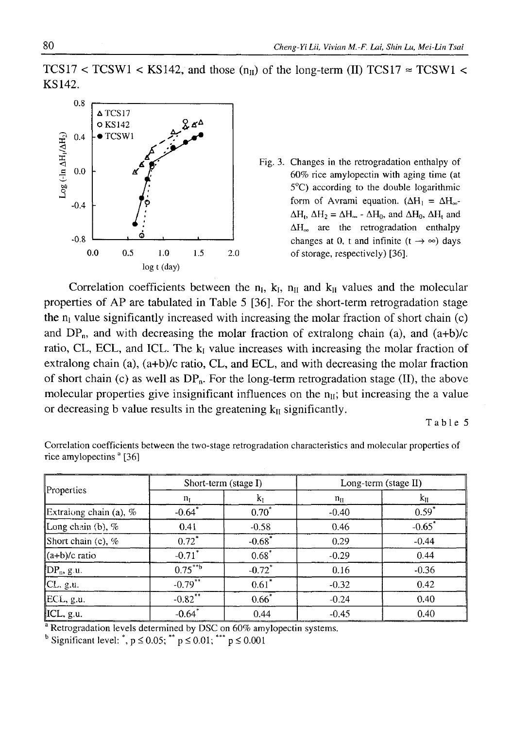TCS17 < TCSW1 < KS142, and those ($n_{II}$) of the long-term (II) TCS17 ≈ TCSW1 < KS142.

Fig. 3. Changes in the retrogradation enthalpy of 60% rice amylopectin with aging time (at 5°C) according to the double logarithmic form of Avrami equation. ($\Delta H_1 = \Delta H_\infty - \Delta H_t$, $\Delta H_2 = \Delta H_\infty - \Delta H_0$, and $\Delta H_0$, $\Delta H_t$ and $\Delta H_\infty$ are the retrogradation enthalpy changes at 0, t and infinite ($t \rightarrow \infty$) days of storage, respectively) [36].

Correlation coefficients between the $n_I$, $k_I$, $n_{II}$ and $k_{II}$ values and the molecular properties of AP are tabulated in Table 5 [36]. For the short-term retrogradation stage the $n_I$ value significantly increased with increasing the molar fraction of short chain (c) and $DP_n$, and with decreasing the molar fraction of extralong chain (a), and (a+b)/c ratio, CL, ECL, and ICL. The $k_I$ value increases with increasing the molar fraction of extralong chain (a), (a+b)/c ratio, CL, and ECL, and with decreasing the molar fraction of short chain (c) as well as $DP_n$. For the long-term retrogradation stage (II), the above molecular properties give insignificant influences on the $n_{II}$; but increasing the a value or decreasing b value results in the greatening $k_{II}$ significantly.

Table 5

Correlation coefficients between the two-stage retrogradation characteristics and molecular properties of rice amylopectins [a] [36]

| Properties | Short-term (stage I) | | Long-term (stage II) | |
|---|---|---|---|---|
| | $n_I$ | $k_I$ | $n_{II}$ | $k_{II}$ |
| Extralong chain (a), % | -0.64* | 0.70* | -0.40 | 0.59* |
| Long chain (b), % | 0.41 | -0.58 | 0.46 | -0.65* |
| Short chain (c), % | 0.72* | -0.68* | 0.29 | -0.44 |
| (a+b)/c ratio | -0.71* | 0.68* | -0.29 | 0.44 |
| $DP_n$, g.u. | 0.75**[b] | -0.72* | 0.16 | -0.36 |
| CL, g.u. | -0.79** | 0.61* | -0.32 | 0.42 |
| ECL, g.u. | -0.82** | 0.66* | -0.24 | 0.40 |
| ICL, g.u. | -0.64* | 0.44 | -0.45 | 0.40 |

[a] Retrogradation levels determined by DSC on 60% amylopectin systems.
[b] Significant level: *, $p \leq 0.05$; **, $p \leq 0.01$; ***, $p \leq 0.001$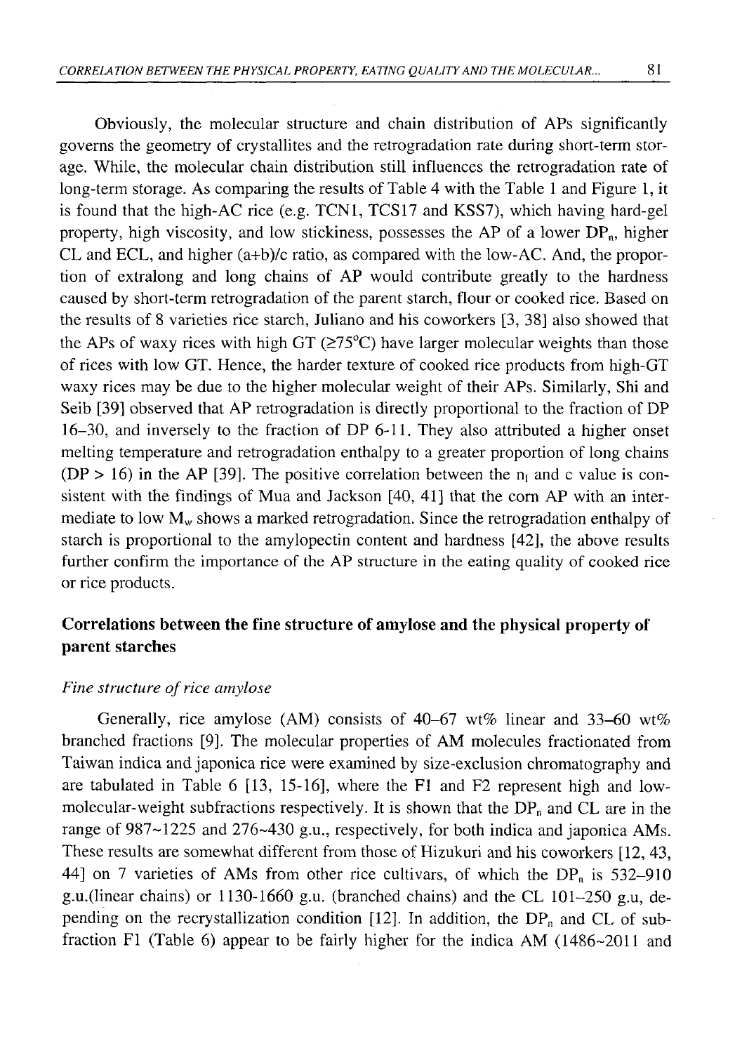Obviously, the molecular structure and chain distribution of APs significantly governs the geometry of crystallites and the retrogradation rate during short-term storage. While, the molecular chain distribution still influences the retrogradation rate of long-term storage. As comparing the results of Table 4 with the Table 1 and Figure 1, it is found that the high-AC rice (e.g. TCN1, TCS17 and KSS7), which having hard-gel property, high viscosity, and low stickiness, possesses the AP of a lower $DP_n$, higher CL and ECL, and higher (a+b)/c ratio, as compared with the low-AC. And, the proportion of extralong and long chains of AP would contribute greatly to the hardness caused by short-term retrogradation of the parent starch, flour or cooked rice. Based on the results of 8 varieties rice starch, Juliano and his coworkers [3, 38] also showed that the APs of waxy rices with high GT (≥75°C) have larger molecular weights than those of rices with low GT. Hence, the harder texture of cooked rice products from high-GT waxy rices may be due to the higher molecular weight of their APs. Similarly, Shi and Seib [39] observed that AP retrogradation is directly proportional to the fraction of DP 16–30, and inversely to the fraction of DP 6-11. They also attributed a higher onset melting temperature and retrogradation enthalpy to a greater proportion of long chains (DP > 16) in the AP [39]. The positive correlation between the $n_l$ and c value is consistent with the findings of Mua and Jackson [40, 41] that the corn AP with an intermediate to low $M_w$ shows a marked retrogradation. Since the retrogradation enthalpy of starch is proportional to the amylopectin content and hardness [42], the above results further confirm the importance of the AP structure in the eating quality of cooked rice or rice products.

## Correlations between the fine structure of amylose and the physical property of parent starches

### *Fine structure of rice amylose*

Generally, rice amylose (AM) consists of 40–67 wt% linear and 33–60 wt% branched fractions [9]. The molecular properties of AM molecules fractionated from Taiwan indica and japonica rice were examined by size-exclusion chromatography and are tabulated in Table 6 [13, 15-16], where the F1 and F2 represent high and low-molecular-weight subfractions respectively. It is shown that the $DP_n$ and CL are in the range of 987~1225 and 276~430 g.u., respectively, for both indica and japonica AMs. These results are somewhat different from those of Hizukuri and his coworkers [12, 43, 44] on 7 varieties of AMs from other rice cultivars, of which the $DP_n$ is 532–910 g.u.(linear chains) or 1130-1660 g.u. (branched chains) and the CL 101–250 g.u, depending on the recrystallization condition [12]. In addition, the $DP_n$ and CL of subfraction F1 (Table 6) appear to be fairly higher for the indica AM (1486~2011 and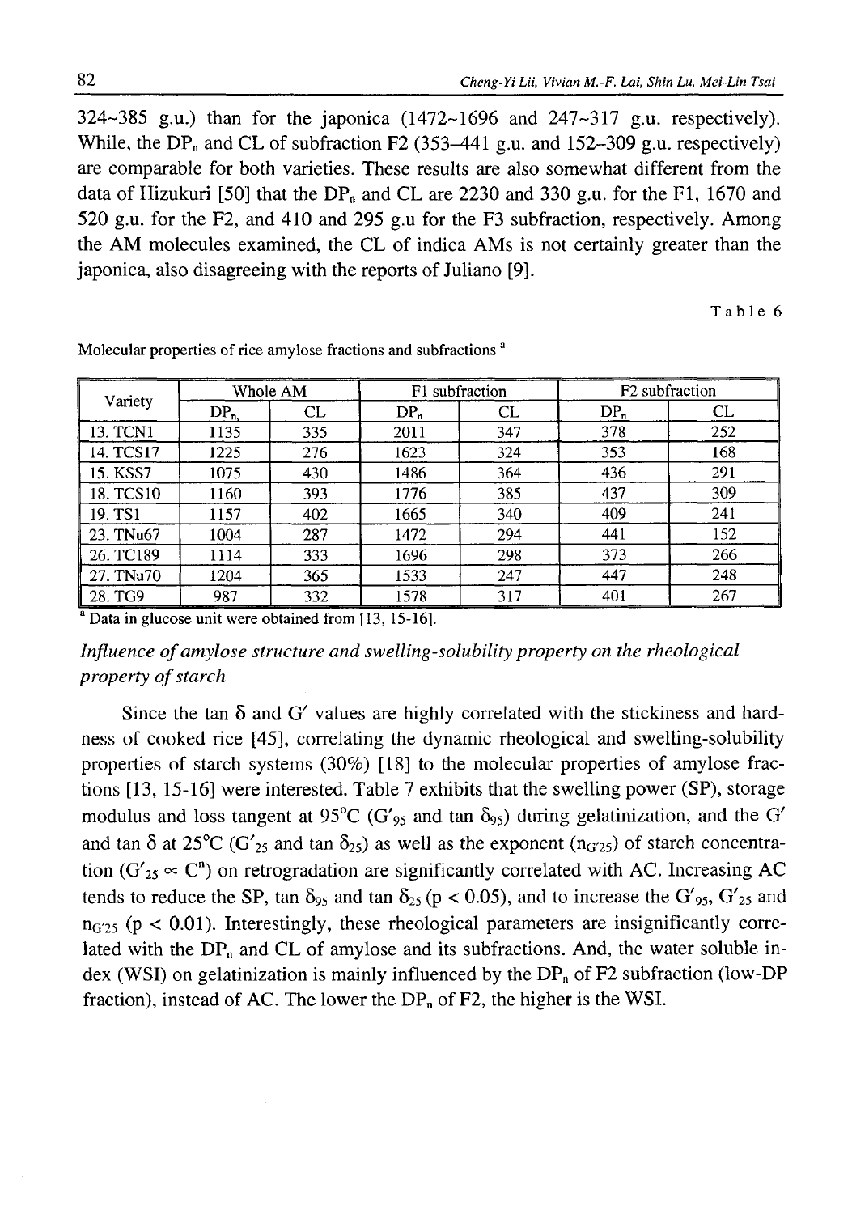324~385 g.u.) than for the japonica (1472~1696 and 247~317 g.u. respectively). While, the $DP_n$ and CL of subfraction F2 (353–441 g.u. and 152–309 g.u. respectively) are comparable for both varieties. These results are also somewhat different from the data of Hizukuri [50] that the $DP_n$ and CL are 2230 and 330 g.u. for the F1, 1670 and 520 g.u. for the F2, and 410 and 295 g.u for the F3 subfraction, respectively. Among the AM molecules examined, the CL of indica AMs is not certainly greater than the japonica, also disagreeing with the reports of Juliano [9].

Table 6

Molecular properties of rice amylose fractions and subfractions [a]

| Variety | Whole AM | | F1 subfraction | | F2 subfraction | |
|---|---|---|---|---|---|---|
| | $DP_n$ | CL | $DP_n$ | CL | $DP_n$ | CL |
| 13. TCN1 | 1135 | 335 | 2011 | 347 | 378 | 252 |
| 14. TCS17 | 1225 | 276 | 1623 | 324 | 353 | 168 |
| 15. KSS7 | 1075 | 430 | 1486 | 364 | 436 | 291 |
| 18. TCS10 | 1160 | 393 | 1776 | 385 | 437 | 309 |
| 19. TS1 | 1157 | 402 | 1665 | 340 | 409 | 241 |
| 23. TNu67 | 1004 | 287 | 1472 | 294 | 441 | 152 |
| 26. TC189 | 1114 | 333 | 1696 | 298 | 373 | 266 |
| 27. TNu70 | 1204 | 365 | 1533 | 247 | 447 | 248 |
| 28. TG9 | 987 | 332 | 1578 | 317 | 401 | 267 |

[a] Data in glucose unit were obtained from [13, 15-16].

### *Influence of amylose structure and swelling-solubility property on the rheological property of starch*

Since the tan $\delta$ and $G'$ values are highly correlated with the stickiness and hardness of cooked rice [45], correlating the dynamic rheological and swelling-solubility properties of starch systems (30%) [18] to the molecular properties of amylose fractions [13, 15-16] were interested. Table 7 exhibits that the swelling power (SP), storage modulus and loss tangent at 95°C ($G'_{95}$ and tan $\delta_{95}$) during gelatinization, and the $G'$ and tan $\delta$ at 25°C ($G'_{25}$ and tan $\delta_{25}$) as well as the exponent ($n_{G'25}$) of starch concentration ($G'_{25} \propto C^n$) on retrogradation are significantly correlated with AC. Increasing AC tends to reduce the SP, tan $\delta_{95}$ and tan $\delta_{25}$ ($p < 0.05$), and to increase the $G'_{95}$, $G'_{25}$ and $n_{G'25}$ ($p < 0.01$). Interestingly, these rheological parameters are insignificantly correlated with the $DP_n$ and CL of amylose and its subfractions. And, the water soluble index (WSI) on gelatinization is mainly influenced by the $DP_n$ of F2 subfraction (low-DP fraction), instead of AC. The lower the $DP_n$ of F2, the higher is the WSI.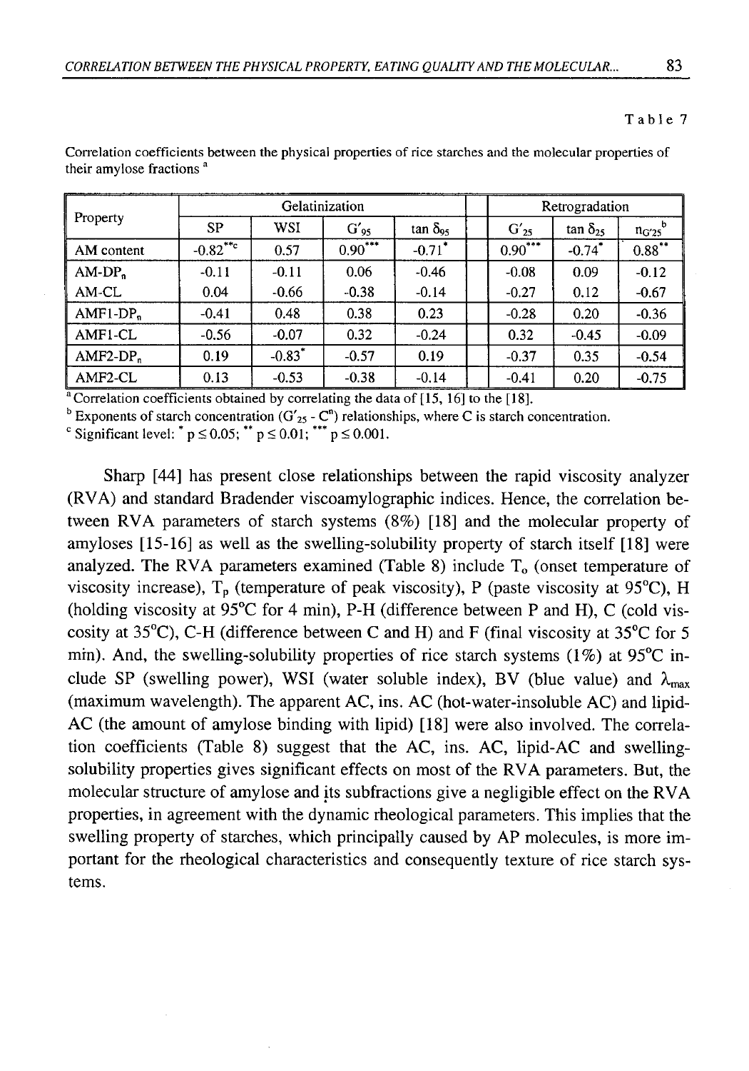Table 7

Correlation coefficients between the physical properties of rice starches and the molecular properties of their amylose fractions [a]

| Property | Gelatinization | | | | Retrogradation | | |
|---|---|---|---|---|---|---|---|
| | SP | WSI | $G'_{95}$ | $\tan \delta_{95}$ | $G'_{25}$ | $\tan \delta_{25}$ | $n_{G'25}$ [b] |
| AM content | -0.82** [c] | 0.57 | 0.90*** | -0.71* | 0.90*** | -0.74* | 0.88** |
| AM-$DP_n$ | -0.11 | -0.11 | 0.06 | -0.46 | -0.08 | 0.09 | -0.12 |
| AM-CL | 0.04 | -0.66 | -0.38 | -0.14 | -0.27 | 0.12 | -0.67 |
| AMF1-$DP_n$ | -0.41 | 0.48 | 0.38 | 0.23 | -0.28 | 0.20 | -0.36 |
| AMF1-CL | -0.56 | -0.07 | 0.32 | -0.24 | 0.32 | -0.45 | -0.09 |
| AMF2-$DP_n$ | 0.19 | -0.83* | -0.57 | 0.19 | -0.37 | 0.35 | -0.54 |
| AMF2-CL | 0.13 | -0.53 | -0.38 | -0.14 | -0.41 | 0.20 | -0.75 |

[a] Correlation coefficients obtained by correlating the data of [15, 16] to the [18].
[b] Exponents of starch concentration ($G'_{25}$ - $C^n$) relationships, where C is starch concentration.
[c] Significant level: * $p \leq 0.05$; ** $p \leq 0.01$; *** $p \leq 0.001$.

Sharp [44] has present close relationships between the rapid viscosity analyzer (RVA) and standard Bradender viscoamylographic indices. Hence, the correlation between RVA parameters of starch systems (8%) [18] and the molecular property of amyloses [15-16] as well as the swelling-solubility property of starch itself [18] were analyzed. The RVA parameters examined (Table 8) include $T_o$ (onset temperature of viscosity increase), $T_p$ (temperature of peak viscosity), P (paste viscosity at 95°C), H (holding viscosity at 95°C for 4 min), P-H (difference between P and H), C (cold viscosity at 35°C), C-H (difference between C and H) and F (final viscosity at 35°C for 5 min). And, the swelling-solubility properties of rice starch systems (1%) at 95°C include SP (swelling power), WSI (water soluble index), BV (blue value) and $\lambda_{max}$ (maximum wavelength). The apparent AC, ins. AC (hot-water-insoluble AC) and lipid-AC (the amount of amylose binding with lipid) [18] were also involved. The correlation coefficients (Table 8) suggest that the AC, ins. AC, lipid-AC and swelling-solubility properties gives significant effects on most of the RVA parameters. But, the molecular structure of amylose and its subfractions give a negligible effect on the RVA properties, in agreement with the dynamic rheological parameters. This implies that the swelling property of starches, which principally caused by AP molecules, is more important for the rheological characteristics and consequently texture of rice starch systems.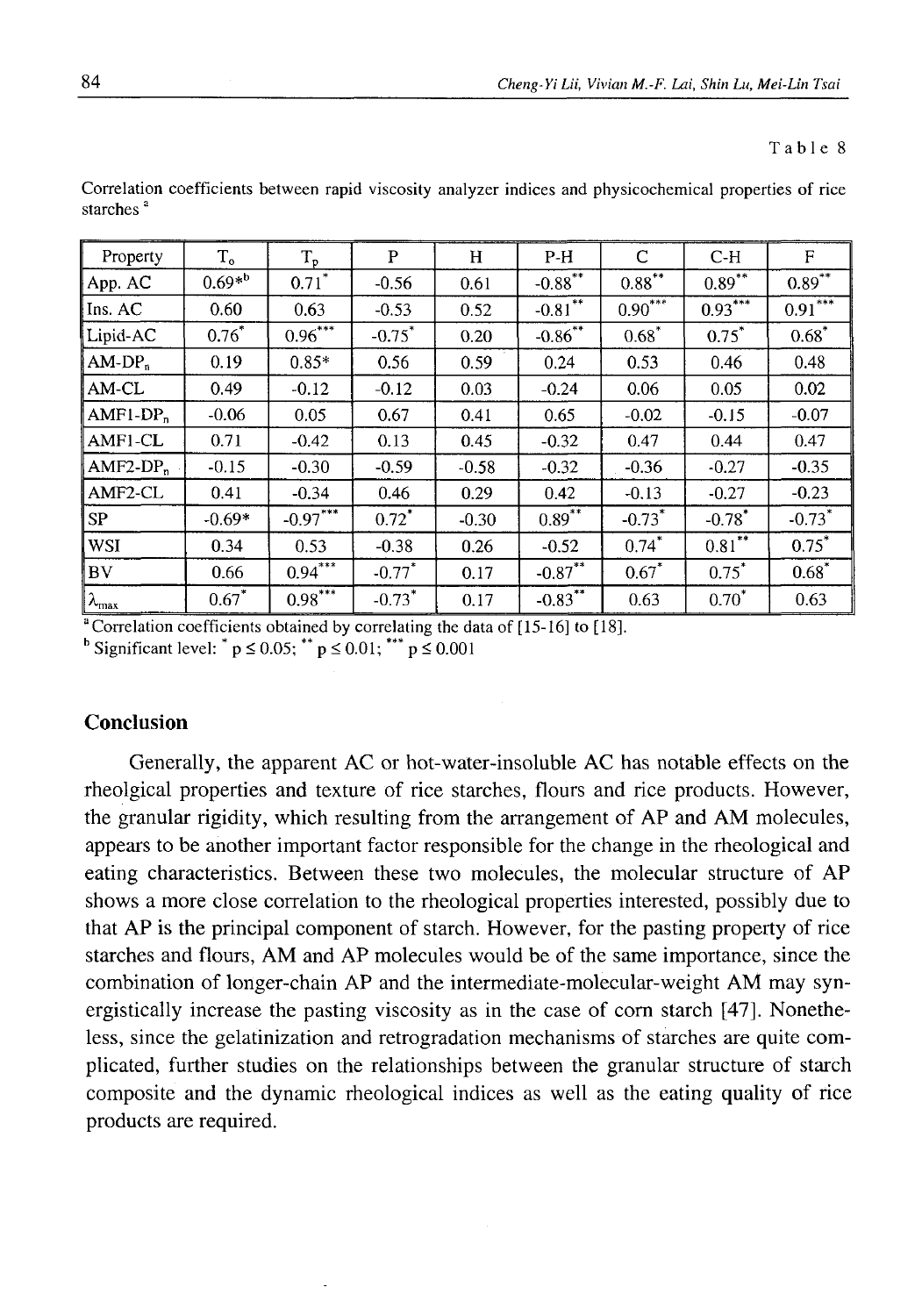Table 8

Correlation coefficients between rapid viscosity analyzer indices and physicochemical properties of rice starches [a]

| Property | $T_o$ | $T_p$ | P | H | P-H | C | C-H | F |
|---|---|---|---|---|---|---|---|---|
| App. AC | 0.69*[b] | 0.71* | -0.56 | 0.61 | -0.88** | 0.88** | 0.89** | 0.89** |
| Ins. AC | 0.60 | 0.63 | -0.53 | 0.52 | -0.81** | 0.90*** | 0.93*** | 0.91*** |
| Lipid-AC | 0.76* | 0.96*** | -0.75* | 0.20 | -0.86** | 0.68* | 0.75* | 0.68* |
| AM-$DP_n$ | 0.19 | 0.85* | 0.56 | 0.59 | 0.24 | 0.53 | 0.46 | 0.48 |
| AM-CL | 0.49 | -0.12 | -0.12 | 0.03 | -0.24 | 0.06 | 0.05 | 0.02 |
| AMF1-$DP_n$ | -0.06 | 0.05 | 0.67 | 0.41 | 0.65 | -0.02 | -0.15 | -0.07 |
| AMF1-CL | 0.71 | -0.42 | 0.13 | 0.45 | -0.32 | 0.47 | 0.44 | 0.47 |
| AMF2-$DP_n$ | -0.15 | -0.30 | -0.59 | -0.58 | -0.32 | -0.36 | -0.27 | -0.35 |
| AMF2-CL | 0.41 | -0.34 | 0.46 | 0.29 | 0.42 | -0.13 | -0.27 | -0.23 |
| SP | -0.69* | -0.97*** | 0.72* | -0.30 | 0.89** | -0.73* | -0.78* | -0.73* |
| WSI | 0.34 | 0.53 | -0.38 | 0.26 | -0.52 | 0.74* | 0.81** | 0.75* |
| BV | 0.66 | 0.94*** | -0.77* | 0.17 | -0.87** | 0.67* | 0.75* | 0.68* |
| $\lambda_{max}$ | 0.67* | 0.98*** | -0.73* | 0.17 | -0.83** | 0.63 | 0.70* | 0.63 |

[a] Correlation coefficients obtained by correlating the data of [15-16] to [18].

[b] Significant level: * $p \leq 0.05$; ** $p \leq 0.01$; *** $p \leq 0.001$

## Conclusion

Generally, the apparent AC or hot-water-insoluble AC has notable effects on the rheolgical properties and texture of rice starches, flours and rice products. However, the granular rigidity, which resulting from the arrangement of AP and AM molecules, appears to be another important factor responsible for the change in the rheological and eating characteristics. Between these two molecules, the molecular structure of AP shows a more close correlation to the rheological properties interested, possibly due to that AP is the principal component of starch. However, for the pasting property of rice starches and flours, AM and AP molecules would be of the same importance, since the combination of longer-chain AP and the intermediate-molecular-weight AM may synergistically increase the pasting viscosity as in the case of corn starch [47]. Nonetheless, since the gelatinization and retrogradation mechanisms of starches are quite complicated, further studies on the relationships between the granular structure of starch composite and the dynamic rheological indices as well as the eating quality of rice products are required.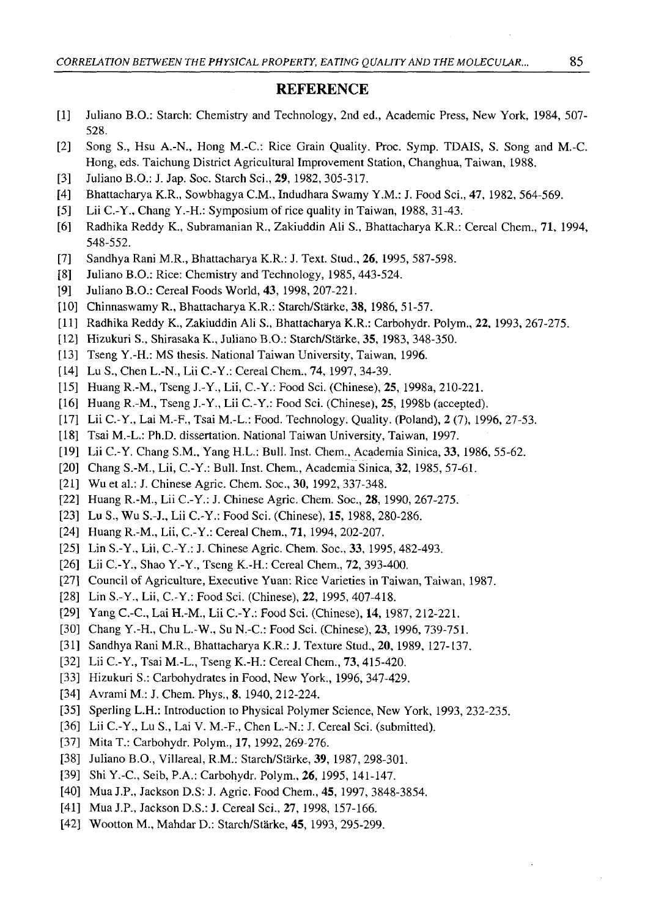## REFERENCE

[1] Juliano B.O.: Starch: Chemistry and Technology, 2nd ed., Academic Press, New York, 1984, 507-528.

[2] Song S., Hsu A.-N., Hong M.-C.: Rice Grain Quality. Proc. Symp. TDAIS, S. Song and M.-C. Hong, eds. Taichung District Agricultural Improvement Station, Changhua, Taiwan, 1988.

[3] Juliano B.O.: J. Jap. Soc. Starch Sci., **29**, 1982, 305-317.

[4] Bhattacharya K.R., Sowbhagya C.M., Indudhara Swamy Y.M.: J. Food Sci., **47**, 1982, 564-569.

[5] Lii C.-Y., Chang Y.-H.: Symposium of rice quality in Taiwan, 1988, 31-43.

[6] Radhika Reddy K., Subramanian R., Zakiuddin Ali S., Bhattacharya K.R.: Cereal Chem., **71**, 1994, 548-552.

[7] Sandhya Rani M.R., Bhattacharya K.R.: J. Text. Stud., **26**, 1995, 587-598.

[8] Juliano B.O.: Rice: Chemistry and Technology, 1985, 443-524.

[9] Juliano B.O.: Cereal Foods World, **43**, 1998, 207-221.

[10] Chinnaswamy R., Bhattacharya K.R.: Starch/Stärke, **38**, 1986, 51-57.

[11] Radhika Reddy K., Zakiuddin Ali S., Bhattacharya K.R.: Carbohydr. Polym., **22**, 1993, 267-275.

[12] Hizukuri S., Shirasaka K., Juliano B.O.: Starch/Stärke, **35**, 1983, 348-350.

[13] Tseng Y.-H.: MS thesis. National Taiwan University, Taiwan, 1996.

[14] Lu S., Chen L.-N., Lii C.-Y.: Cereal Chem., **74**, 1997, 34-39.

[15] Huang R.-M., Tseng J.-Y., Lii, C.-Y.: Food Sci. (Chinese), **25**, 1998a, 210-221.

[16] Huang R.-M., Tseng J.-Y., Lii C.-Y.: Food Sci. (Chinese), **25**, 1998b (accepted).

[17] Lii C.-Y., Lai M.-F., Tsai M.-L.: Food. Technology. Quality. (Poland), **2** (7), 1996, 27-53.

[18] Tsai M.-L.: Ph.D. dissertation. National Taiwan University, Taiwan, 1997.

[19] Lii C.-Y. Chang S.M., Yang H.L.: Bull. Inst. Chem., Academia Sinica, **33**, 1986, 55-62.

[20] Chang S.-M., Lii, C.-Y.: Bull. Inst. Chem., Academia Sinica, **32**, 1985, 57-61.

[21] Wu et al.: J. Chinese Agric. Chem. Soc., **30**, 1992, 337-348.

[22] Huang R.-M., Lii C.-Y.: J. Chinese Agric. Chem. Soc., **28**, 1990, 267-275.

[23] Lu S., Wu S.-J., Lii C.-Y.: Food Sci. (Chinese), **15**, 1988, 280-286.

[24] Huang R.-M., Lii, C.-Y.: Cereal Chem., **71**, 1994, 202-207.

[25] Lin S.-Y., Lii, C.-Y.: J. Chinese Agric. Chem. Soc., **33**, 1995, 482-493.

[26] Lii C.-Y., Shao Y.-Y., Tseng K.-H.: Cereal Chem., **72**, 393-400.

[27] Council of Agriculture, Executive Yuan: Rice Varieties in Taiwan, Taiwan, 1987.

[28] Lin S.-Y., Lii, C.-Y.: Food Sci. (Chinese), **22**, 1995, 407-418.

[29] Yang C.-C., Lai H.-M., Lii C.-Y.: Food Sci. (Chinese), **14**, 1987, 212-221.

[30] Chang Y.-H., Chu L.-W., Su N.-C.: Food Sci. (Chinese), **23**, 1996, 739-751.

[31] Sandhya Rani M.R., Bhattacharya K.R.: J. Texture Stud., **20**, 1989, 127-137.

[32] Lii C.-Y., Tsai M.-L., Tseng K.-H.: Cereal Chem., **73**, 415-420.

[33] Hizukuri S.: Carbohydrates in Food, New York., 1996, 347-429.

[34] Avrami M.: J. Chem. Phys., **8**, 1940, 212-224.

[35] Sperling L.H.: Introduction to Physical Polymer Science, New York, 1993, 232-235.

[36] Lii C.-Y., Lu S., Lai V. M.-F., Chen L.-N.: J. Cereal Sci. (submitted).

[37] Mita T.: Carbohydr. Polym., **17**, 1992, 269-276.

[38] Juliano B.O., Villareal, R.M.: Starch/Stärke, **39**, 1987, 298-301.

[39] Shi Y.-C., Seib, P.A.: Carbohydr. Polym., **26**, 1995, 141-147.

[40] Mua J.P., Jackson D.S: J. Agric. Food Chem., **45**, 1997, 3848-3854.

[41] Mua J.P., Jackson D.S.: J. Cereal Sci., **27**, 1998, 157-166.

[42] Wootton M., Mahdar D.: Starch/Stärke, **45**, 1993, 295-299.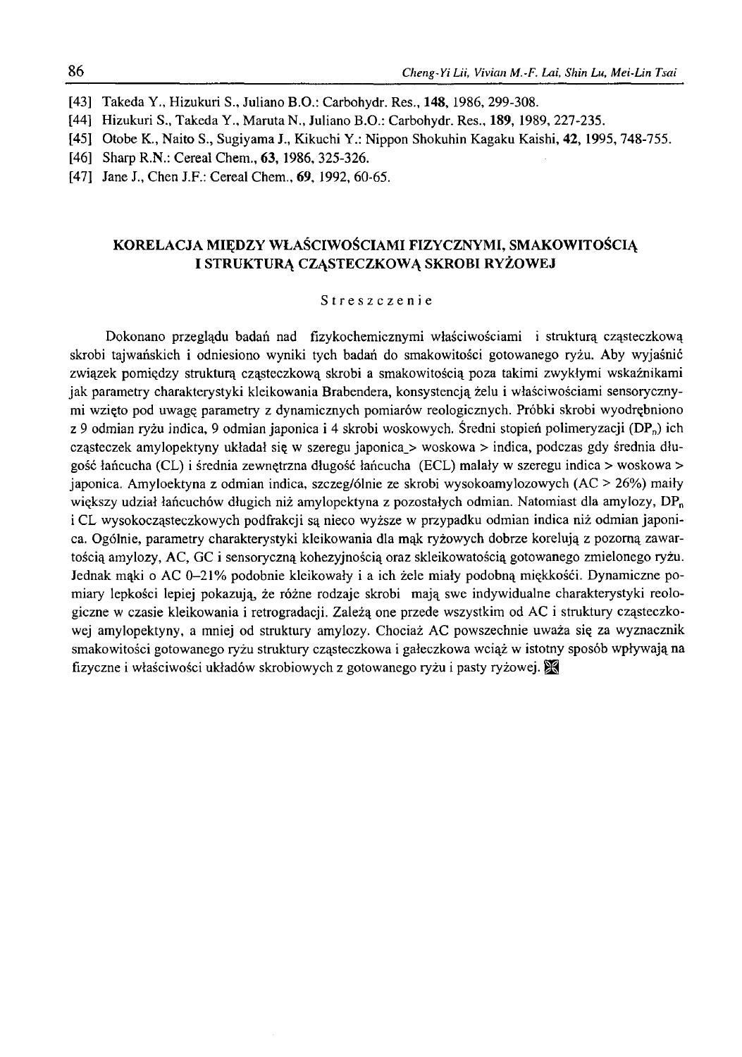[43] Takeda Y., Hizukuri S., Juliano B.O.: Carbohydr. Res., **148**, 1986, 299-308.

[44] Hizukuri S., Takeda Y., Maruta N., Juliano B.O.: Carbohydr. Res., **189**, 1989, 227-235.

[45] Otobe K., Naito S., Sugiyama J., Kikuchi Y.: Nippon Shokuhin Kagaku Kaishi, **42**, 1995, 748-755.

[46] Sharp R.N.: Cereal Chem., **63**, 1986, 325-326.

[47] Jane J., Chen J.F.: Cereal Chem., **69**, 1992, 60-65.

## KORELACJA MIĘDZY WŁAŚCIWOŚCIAMI FIZYCZNYMI, SMAKOWITOŚCIĄ I STRUKTURĄ CZĄSTECZKOWĄ SKROBI RYŻOWEJ

### Streszczenie

Dokonano przeglądu badań nad fizykochemicznymi właściwościami i strukturą cząsteczkową skrobi tajwańskich i odniesiono wyniki tych badań do smakowitości gotowanego ryżu. Aby wyjaśnić związek pomiędzy strukturą cząsteczkową skrobi a smakowitością poza takimi zwykłymi wskaźnikami jak parametry charakterystyki kleikowania Brabendera, konsystencją żelu i właściwościami sensorycznymi wzięto pod uwagę parametry z dynamicznych pomiarów reologicznych. Próbki skrobi wyodrębniono z 9 odmian ryżu indica, 9 odmian japonica i 4 skrobi woskowych. Średni stopień polimeryzacji ($DP_n$) ich cząsteczek amylopektyny układał się w szeregu japonica > woskowa > indica, podczas gdy średnia długość łańcucha (CL) i średnia zewnętrzna długość łańcucha (ECL) malały w szeregu indica > woskowa > japonica. Amyloektyna z odmian indica, szczeg/ólnie ze skrobi wysokoamylozowych (AC > 26%) maiły większy udział łańcuchów długich niż amylopektyna z pozostałych odmian. Natomiast dla amylozy, $DP_n$ i CL wysokocząsteczkowych podfrakcji są nieco wyższe w przypadku odmian indica niż odmian japonica. Ogólnie, parametry charakterystyki kleikowania dla mąk ryżowych dobrze korelują z pozorną zawartością amylozy, AC, GC i sensoryczną kohezyjnością oraz skleikowatością gotowanego zmielonego ryżu. Jednak mąki o AC 0–21% podobnie kleikowały i a ich żele miały podobną miękkości. Dynamiczne pomiary lepkości lepiej pokazują, że różne rodzaje skrobi mają swe indywidualne charakterystyki reologiczne w czasie kleikowania i retrogradacji. Zależą one przede wszystkim od AC i struktury cząsteczkowej amylopektyny, a mniej od struktury amylozy. Chociaż AC powszechnie uważa się za wyznacznik smakowitości gotowanego ryżu struktury cząsteczkowa i gałeczkowa wciąż w istotny sposób wpływają na fizyczne i właściwości układów skrobiowych z gotowanego ryżu i pasty ryżowej.